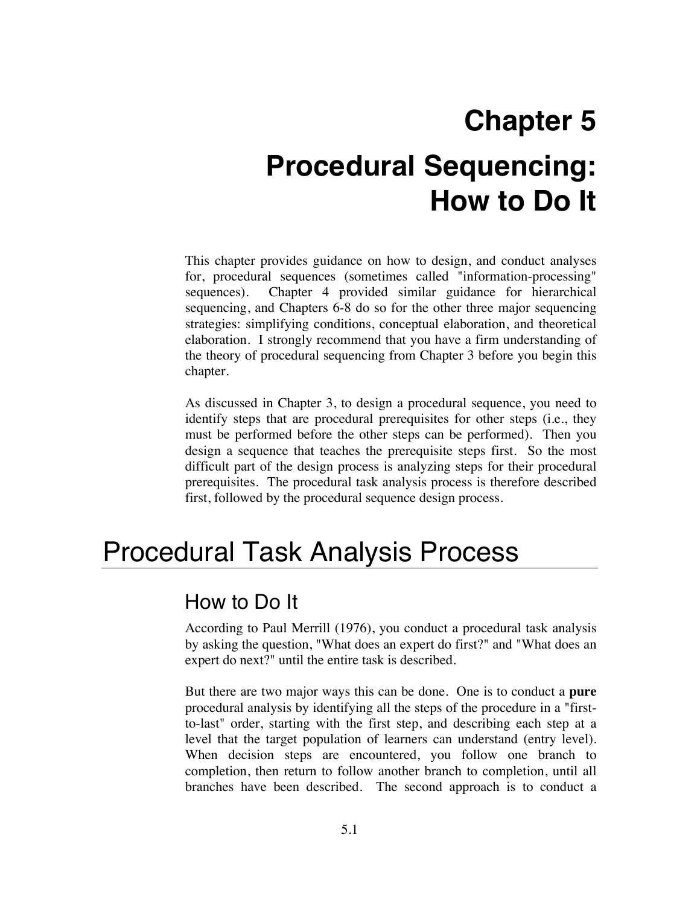# Chapter 5

# Procedural Sequencing: How to Do It

This chapter provides guidance on how to design, and conduct analyses for, procedural sequences (sometimes called "information-processing" sequences). Chapter 4 provided similar guidance for hierarchical sequencing, and Chapters 6-8 do so for the other three major sequencing strategies: simplifying conditions, conceptual elaboration, and theoretical elaboration. I strongly recommend that you have a firm understanding of the theory of procedural sequencing from Chapter 3 before you begin this chapter.

As discussed in Chapter 3, to design a procedural sequence, you need to identify steps that are procedural prerequisites for other steps (i.e., they must be performed before the other steps can be performed). Then you design a sequence that teaches the prerequisite steps first. So the most difficult part of the design process is analyzing steps for their procedural prerequisites. The procedural task analysis process is therefore described first, followed by the procedural sequence design process.

## Procedural Task Analysis Process

### How to Do It

According to Paul Merrill (1976), you conduct a procedural task analysis by asking the question, "What does an expert do first?" and "What does an expert do next?" until the entire task is described.

But there are two major ways this can be done. One is to conduct a **pure** procedural analysis by identifying all the steps of the procedure in a "first-to-last" order, starting with the first step, and describing each step at a level that the target population of learners can understand (entry level). When decision steps are encountered, you follow one branch to completion, then return to follow another branch to completion, until all branches have been described. The second approach is to conduct a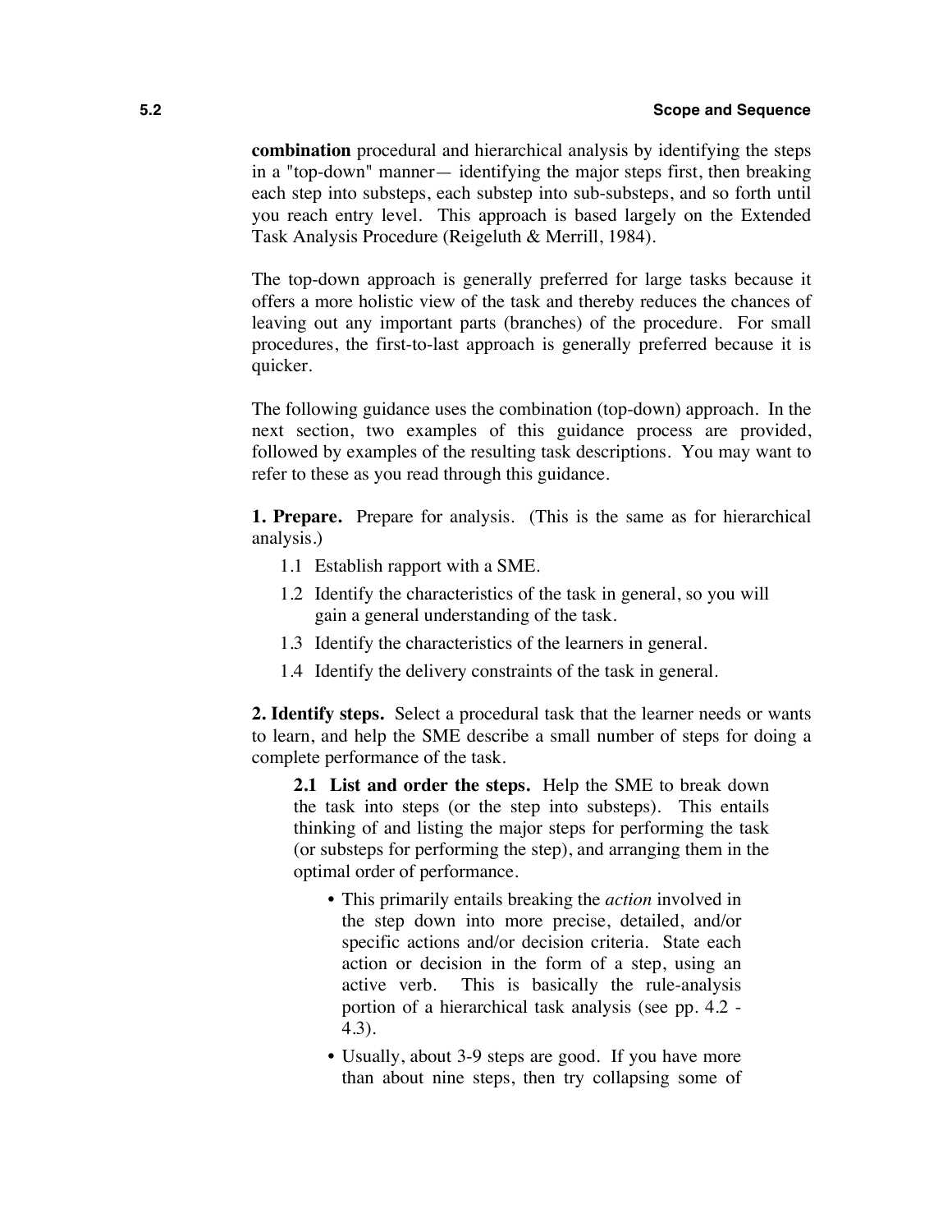**combination** procedural and hierarchical analysis by identifying the steps in a "top-down" manner— identifying the major steps first, then breaking each step into substeps, each substep into sub-substeps, and so forth until you reach entry level. This approach is based largely on the Extended Task Analysis Procedure (Reigeluth & Merrill, 1984).

The top-down approach is generally preferred for large tasks because it offers a more holistic view of the task and thereby reduces the chances of leaving out any important parts (branches) of the procedure. For small procedures, the first-to-last approach is generally preferred because it is quicker.

The following guidance uses the combination (top-down) approach. In the next section, two examples of this guidance process are provided, followed by examples of the resulting task descriptions. You may want to refer to these as you read through this guidance.

**1. Prepare.** Prepare for analysis. (This is the same as for hierarchical analysis.)

- 1.1 Establish rapport with a SME.
- 1.2 Identify the characteristics of the task in general, so you will gain a general understanding of the task.
- 1.3 Identify the characteristics of the learners in general.
- 1.4 Identify the delivery constraints of the task in general.

**2. Identify steps.** Select a procedural task that the learner needs or wants to learn, and help the SME describe a small number of steps for doing a complete performance of the task.

**2.1 List and order the steps.** Help the SME to break down the task into steps (or the step into substeps). This entails thinking of and listing the major steps for performing the task (or substeps for performing the step), and arranging them in the optimal order of performance.

- This primarily entails breaking the *action* involved in the step down into more precise, detailed, and/or specific actions and/or decision criteria. State each action or decision in the form of a step, using an active verb. This is basically the rule-analysis portion of a hierarchical task analysis (see pp. 4.2 - 4.3).
- Usually, about 3-9 steps are good. If you have more than about nine steps, then try collapsing some of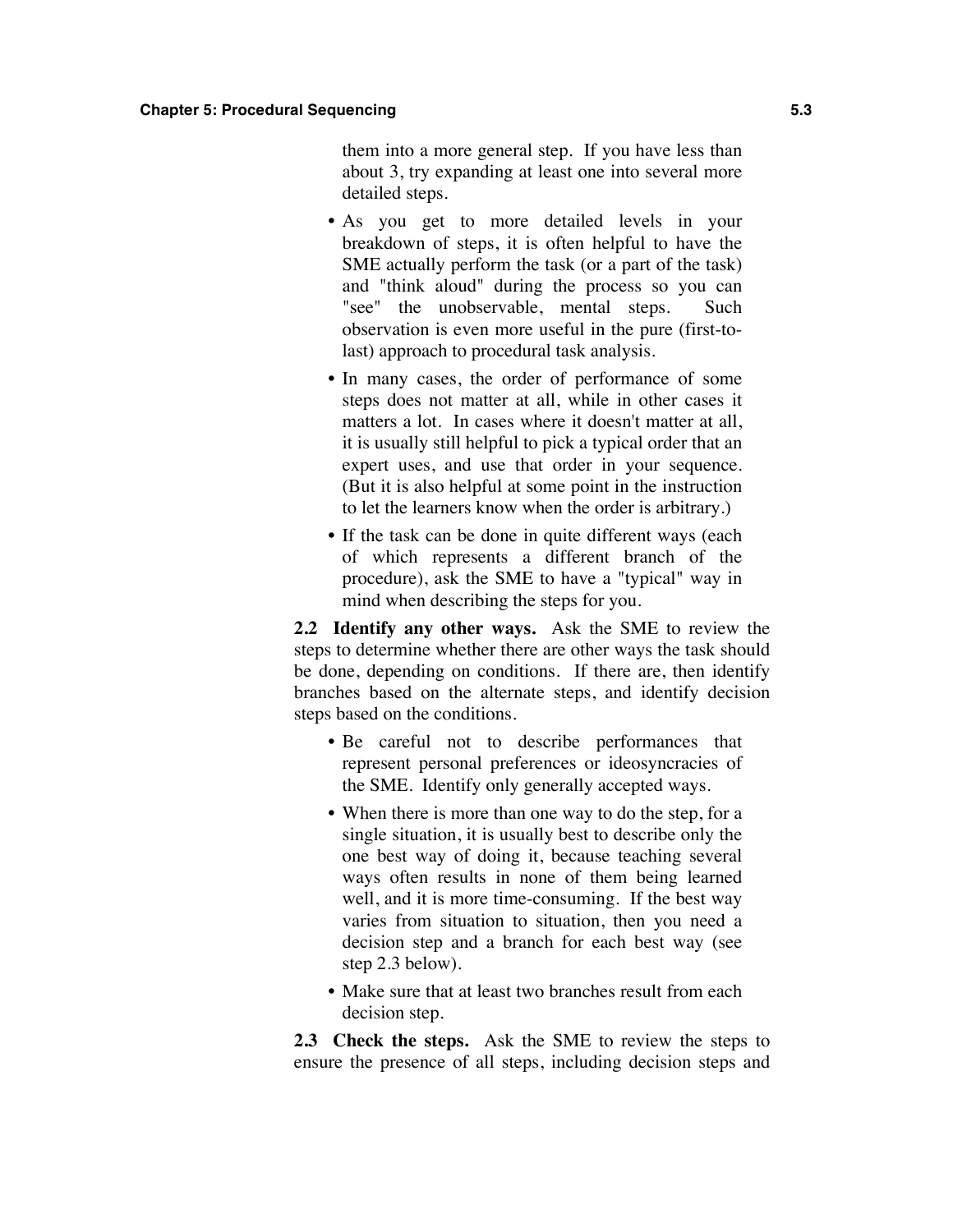them into a more general step. If you have less than about 3, try expanding at least one into several more detailed steps.

- As you get to more detailed levels in your breakdown of steps, it is often helpful to have the SME actually perform the task (or a part of the task) and "think aloud" during the process so you can "see" the unobservable, mental steps. Such observation is even more useful in the pure (first-to-last) approach to procedural task analysis.
- In many cases, the order of performance of some steps does not matter at all, while in other cases it matters a lot. In cases where it doesn't matter at all, it is usually still helpful to pick a typical order that an expert uses, and use that order in your sequence. (But it is also helpful at some point in the instruction to let the learners know when the order is arbitrary.)
- If the task can be done in quite different ways (each of which represents a different branch of the procedure), ask the SME to have a "typical" way in mind when describing the steps for you.

**2.2 Identify any other ways.** Ask the SME to review the steps to determine whether there are other ways the task should be done, depending on conditions. If there are, then identify branches based on the alternate steps, and identify decision steps based on the conditions.

- Be careful not to describe performances that represent personal preferences or ideosyncracies of the SME. Identify only generally accepted ways.
- When there is more than one way to do the step, for a single situation, it is usually best to describe only the one best way of doing it, because teaching several ways often results in none of them being learned well, and it is more time-consuming. If the best way varies from situation to situation, then you need a decision step and a branch for each best way (see step 2.3 below).
- Make sure that at least two branches result from each decision step.

**2.3 Check the steps.** Ask the SME to review the steps to ensure the presence of all steps, including decision steps and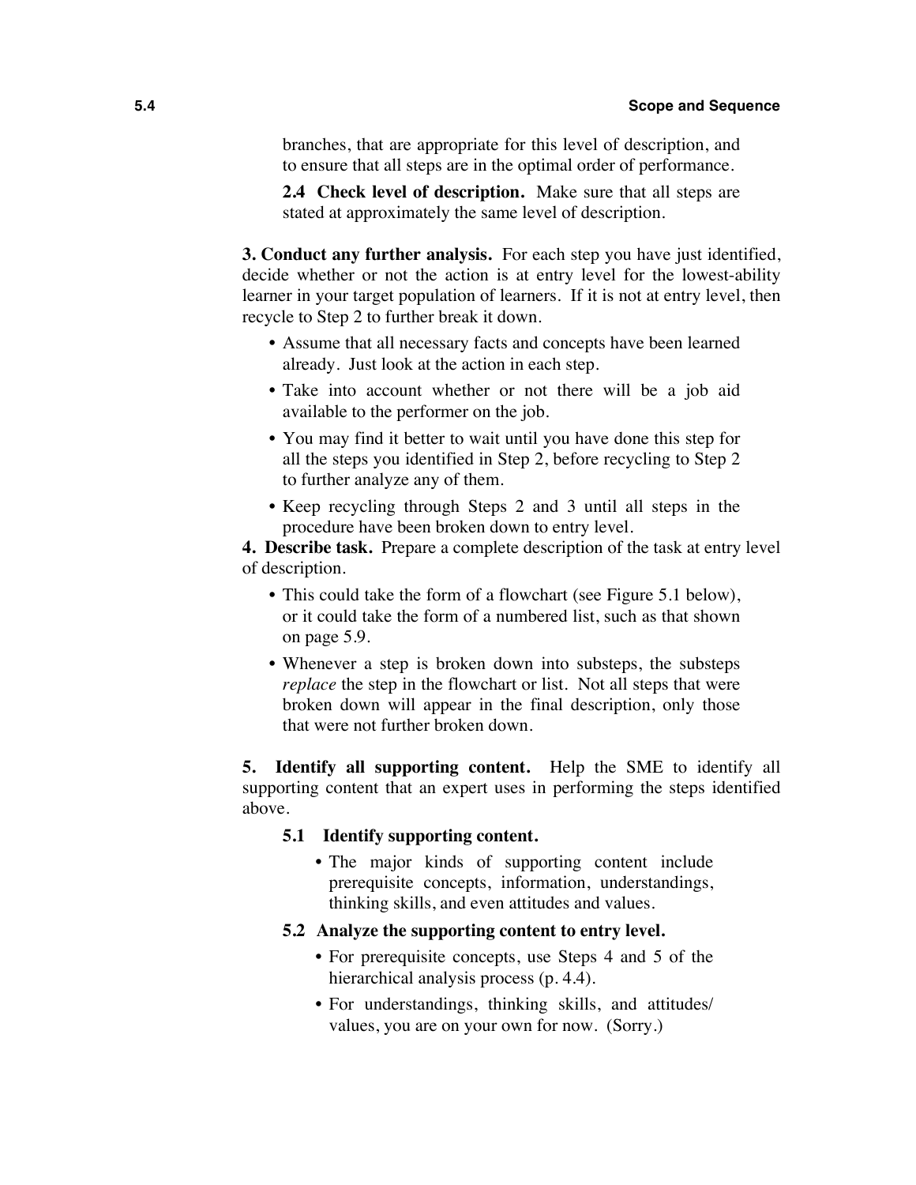branches, that are appropriate for this level of description, and to ensure that all steps are in the optimal order of performance.

**2.4 Check level of description.** Make sure that all steps are stated at approximately the same level of description.

**3. Conduct any further analysis.** For each step you have just identified, decide whether or not the action is at entry level for the lowest-ability learner in your target population of learners. If it is not at entry level, then recycle to Step 2 to further break it down.

- Assume that all necessary facts and concepts have been learned already. Just look at the action in each step.
- Take into account whether or not there will be a job aid available to the performer on the job.
- You may find it better to wait until you have done this step for all the steps you identified in Step 2, before recycling to Step 2 to further analyze any of them.
- Keep recycling through Steps 2 and 3 until all steps in the procedure have been broken down to entry level.

**4. Describe task.** Prepare a complete description of the task at entry level of description.

- This could take the form of a flowchart (see Figure 5.1 below), or it could take the form of a numbered list, such as that shown on page 5.9.
- Whenever a step is broken down into substeps, the substeps *replace* the step in the flowchart or list. Not all steps that were broken down will appear in the final description, only those that were not further broken down.

**5. Identify all supporting content.** Help the SME to identify all supporting content that an expert uses in performing the steps identified above.

**5.1 Identify supporting content.**

- The major kinds of supporting content include prerequisite concepts, information, understandings, thinking skills, and even attitudes and values.

**5.2 Analyze the supporting content to entry level.**

- For prerequisite concepts, use Steps 4 and 5 of the hierarchical analysis process (p. 4.4).
- For understandings, thinking skills, and attitudes/ values, you are on your own for now. (Sorry.)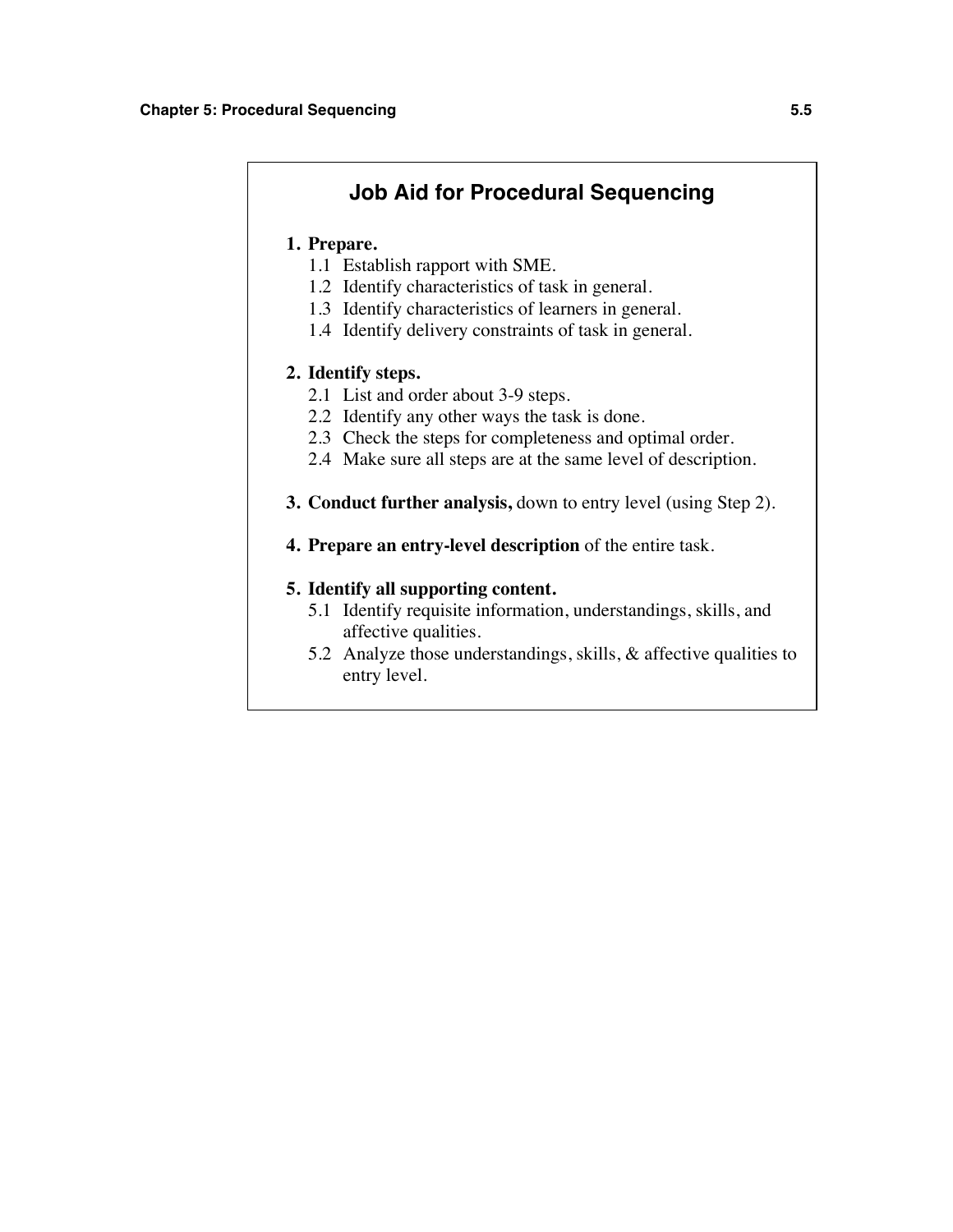## Job Aid for Procedural Sequencing

1. **Prepare.**
   - 1.1 Establish rapport with SME.
   - 1.2 Identify characteristics of task in general.
   - 1.3 Identify characteristics of learners in general.
   - 1.4 Identify delivery constraints of task in general.

2. **Identify steps.**
   - 2.1 List and order about 3-9 steps.
   - 2.2 Identify any other ways the task is done.
   - 2.3 Check the steps for completeness and optimal order.
   - 2.4 Make sure all steps are at the same level of description.

3. **Conduct further analysis,** down to entry level (using Step 2).

4. **Prepare an entry-level description** of the entire task.

5. **Identify all supporting content.**
   - 5.1 Identify requisite information, understandings, skills, and affective qualities.
   - 5.2 Analyze those understandings, skills, & affective qualities to entry level.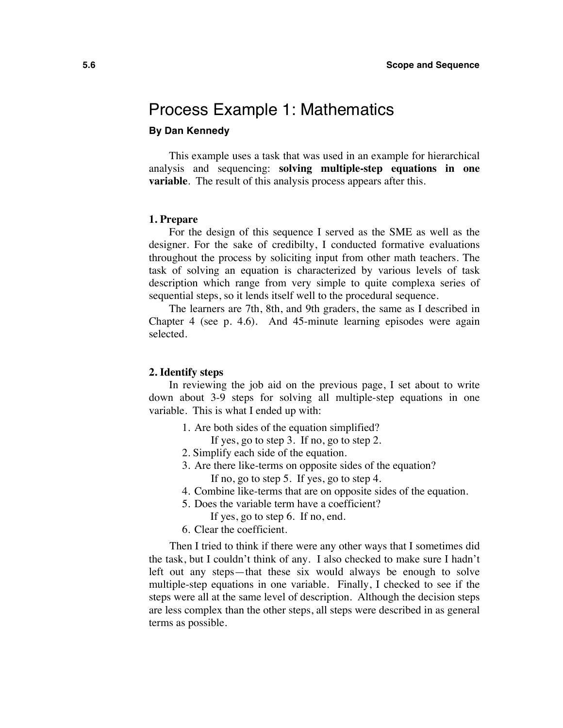# Process Example 1: Mathematics

**By Dan Kennedy**

This example uses a task that was used in an example for hierarchical analysis and sequencing: **solving multiple-step equations in one variable**. The result of this analysis process appears after this.

### 1. Prepare

For the design of this sequence I served as the SME as well as the designer. For the sake of credibilty, I conducted formative evaluations throughout the process by soliciting input from other math teachers. The task of solving an equation is characterized by various levels of task description which range from very simple to quite complexa series of sequential steps, so it lends itself well to the procedural sequence.

The learners are 7th, 8th, and 9th graders, the same as I described in Chapter 4 (see p. 4.6). And 45-minute learning episodes were again selected.

### 2. Identify steps

In reviewing the job aid on the previous page, I set about to write down about 3-9 steps for solving all multiple-step equations in one variable. This is what I ended up with:

1. Are both sides of the equation simplified?
   If yes, go to step 3. If no, go to step 2.
2. Simplify each side of the equation.
3. Are there like-terms on opposite sides of the equation?
   If no, go to step 5. If yes, go to step 4.
4. Combine like-terms that are on opposite sides of the equation.
5. Does the variable term have a coefficient?
   If yes, go to step 6. If no, end.
6. Clear the coefficient.

Then I tried to think if there were any other ways that I sometimes did the task, but I couldn't think of any. I also checked to make sure I hadn't left out any steps—that these six would always be enough to solve multiple-step equations in one variable. Finally, I checked to see if the steps were all at the same level of description. Although the decision steps are less complex than the other steps, all steps were described in as general terms as possible.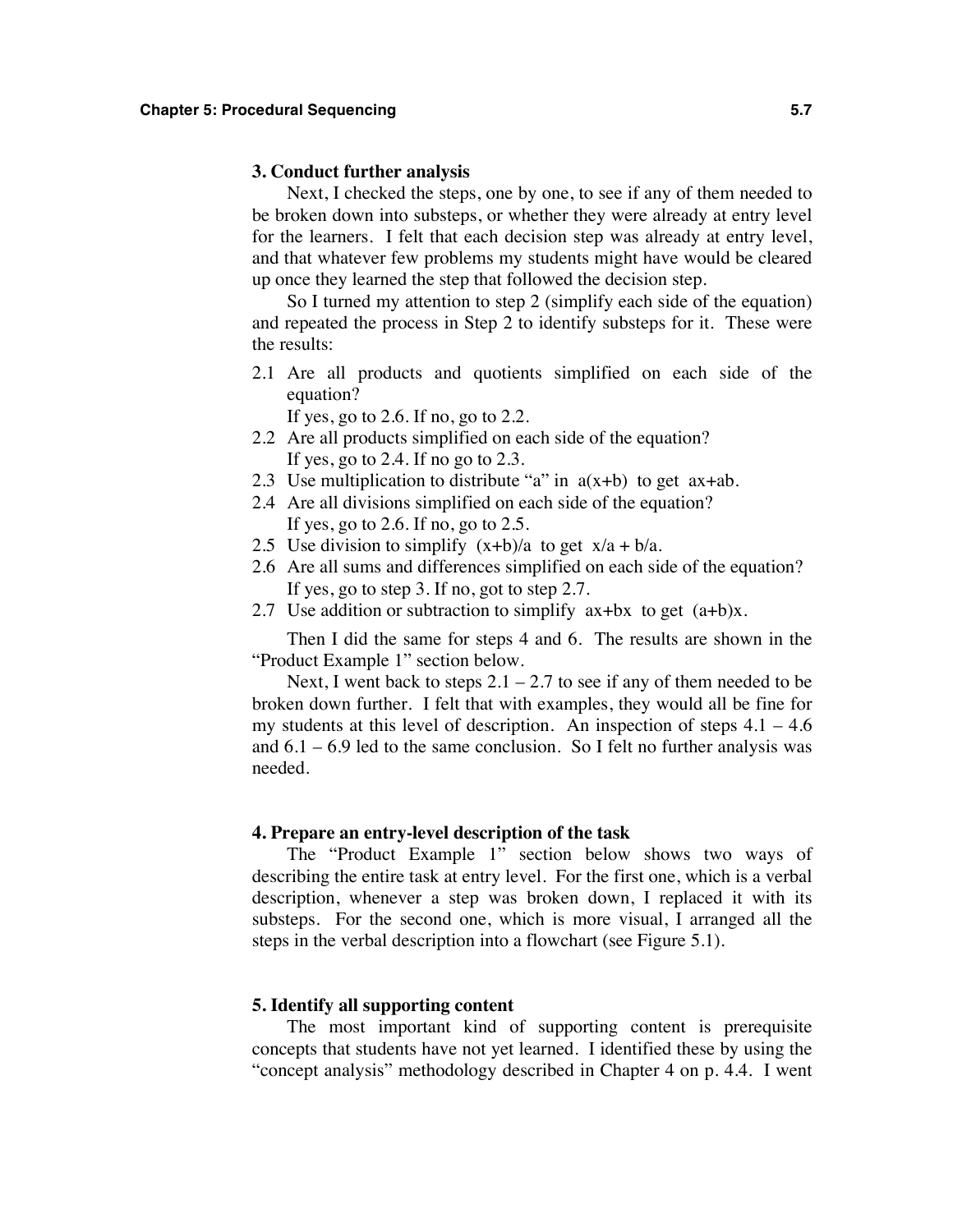### 3. Conduct further analysis

Next, I checked the steps, one by one, to see if any of them needed to be broken down into substeps, or whether they were already at entry level for the learners. I felt that each decision step was already at entry level, and that whatever few problems my students might have would be cleared up once they learned the step that followed the decision step.

So I turned my attention to step 2 (simplify each side of the equation) and repeated the process in Step 2 to identify substeps for it. These were the results:

- 2.1 Are all products and quotients simplified on each side of the equation?
  If yes, go to 2.6. If no, go to 2.2.
- 2.2 Are all products simplified on each side of the equation?
  If yes, go to 2.4. If no go to 2.3.
- 2.3 Use multiplication to distribute "a" in $a(x+b)$ to get $ax+ab$.
- 2.4 Are all divisions simplified on each side of the equation?
  If yes, go to 2.6. If no, go to 2.5.
- 2.5 Use division to simplify $(x+b)/a$ to get $x/a + b/a$.
- 2.6 Are all sums and differences simplified on each side of the equation?
  If yes, go to step 3. If no, got to step 2.7.
- 2.7 Use addition or subtraction to simplify $ax+bx$ to get $(a+b)x$.

Then I did the same for steps 4 and 6. The results are shown in the "Product Example 1" section below.

Next, I went back to steps 2.1 – 2.7 to see if any of them needed to be broken down further. I felt that with examples, they would all be fine for my students at this level of description. An inspection of steps 4.1 – 4.6 and 6.1 – 6.9 led to the same conclusion. So I felt no further analysis was needed.

### 4. Prepare an entry-level description of the task

The "Product Example 1" section below shows two ways of describing the entire task at entry level. For the first one, which is a verbal description, whenever a step was broken down, I replaced it with its substeps. For the second one, which is more visual, I arranged all the steps in the verbal description into a flowchart (see Figure 5.1).

### 5. Identify all supporting content

The most important kind of supporting content is prerequisite concepts that students have not yet learned. I identified these by using the "concept analysis" methodology described in Chapter 4 on p. 4.4. I went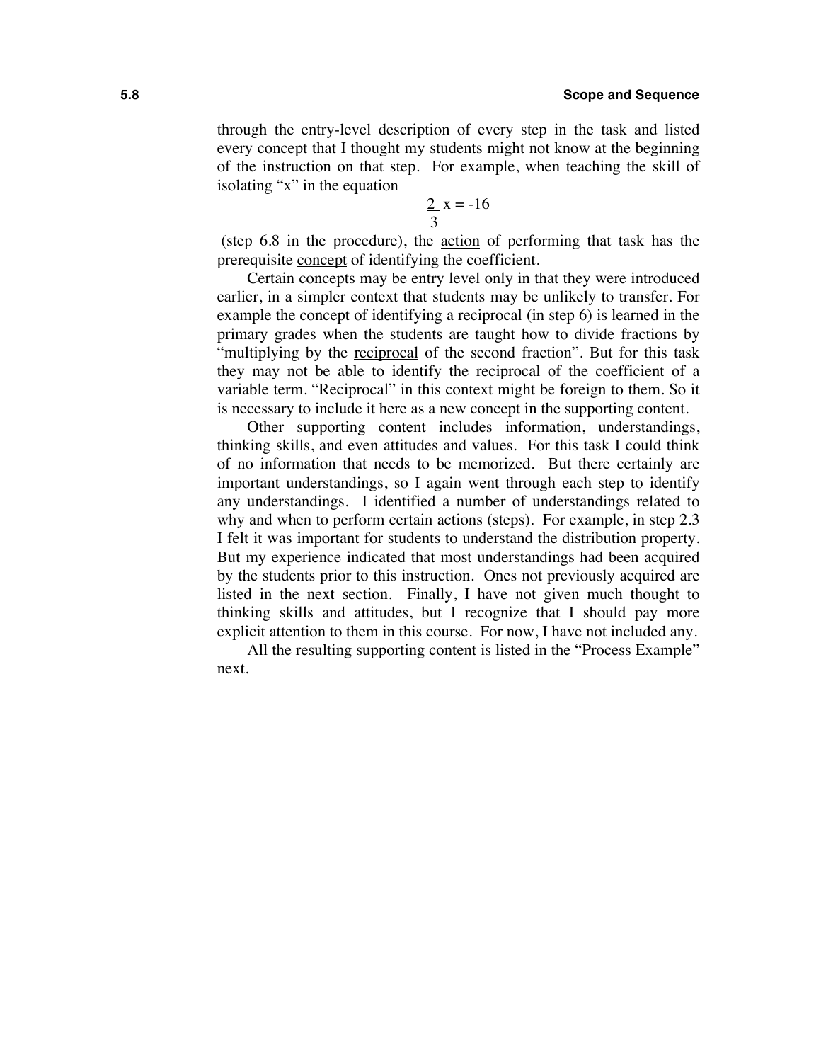through the entry-level description of every step in the task and listed every concept that I thought my students might not know at the beginning of the instruction on that step. For example, when teaching the skill of isolating "x" in the equation

$$\frac{2}{3}x = -16$$

(step 6.8 in the procedure), the <u>action</u> of performing that task has the prerequisite <u>concept</u> of identifying the coefficient.

Certain concepts may be entry level only in that they were introduced earlier, in a simpler context that students may be unlikely to transfer. For example the concept of identifying a reciprocal (in step 6) is learned in the primary grades when the students are taught how to divide fractions by "multiplying by the <u>reciprocal</u> of the second fraction". But for this task they may not be able to identify the reciprocal of the coefficient of a variable term. "Reciprocal" in this context might be foreign to them. So it is necessary to include it here as a new concept in the supporting content.

Other supporting content includes information, understandings, thinking skills, and even attitudes and values. For this task I could think of no information that needs to be memorized. But there certainly are important understandings, so I again went through each step to identify any understandings. I identified a number of understandings related to why and when to perform certain actions (steps). For example, in step 2.3 I felt it was important for students to understand the distribution property. But my experience indicated that most understandings had been acquired by the students prior to this instruction. Ones not previously acquired are listed in the next section. Finally, I have not given much thought to thinking skills and attitudes, but I recognize that I should pay more explicit attention to them in this course. For now, I have not included any.

All the resulting supporting content is listed in the "Process Example" next.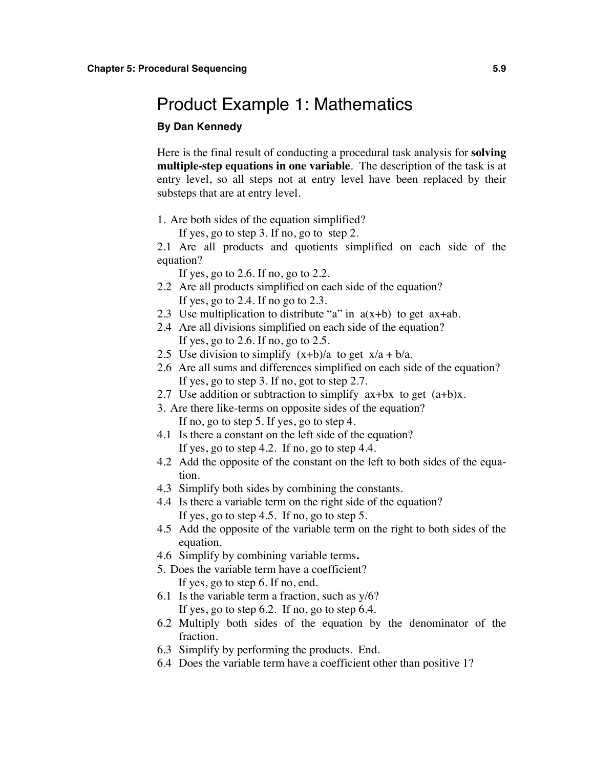# Product Example 1: Mathematics

**By Dan Kennedy**

Here is the final result of conducting a procedural task analysis for **solving multiple-step equations in one variable**. The description of the task is at entry level, so all steps not at entry level have been replaced by their substeps that are at entry level.

1. Are both sides of the equation simplified?
   If yes, go to step 3. If no, go to step 2.

2.1 Are all products and quotients simplified on each side of the equation?
   If yes, go to 2.6. If no, go to 2.2.

2.2 Are all products simplified on each side of the equation?
   If yes, go to 2.4. If no go to 2.3.

2.3 Use multiplication to distribute "a" in $a(x+b)$ to get $ax+ab$.

2.4 Are all divisions simplified on each side of the equation?
   If yes, go to 2.6. If no, go to 2.5.

2.5 Use division to simplify $(x+b)/a$ to get $x/a + b/a$.

2.6 Are all sums and differences simplified on each side of the equation?
   If yes, go to step 3. If no, got to step 2.7.

2.7 Use addition or subtraction to simplify $ax+bx$ to get $(a+b)x$.

3. Are there like-terms on opposite sides of the equation?
   If no, go to step 5. If yes, go to step 4.

4.1 Is there a constant on the left side of the equation?
   If yes, go to step 4.2. If no, go to step 4.4.

4.2 Add the opposite of the constant on the left to both sides of the equation.

4.3 Simplify both sides by combining the constants.

4.4 Is there a variable term on the right side of the equation?
   If yes, go to step 4.5. If no, go to step 5.

4.5 Add the opposite of the variable term on the right to both sides of the equation.

4.6 Simplify by combining variable terms**.**

5. Does the variable term have a coefficient?
   If yes, go to step 6. If no, end.

6.1 Is the variable term a fraction, such as $y/6$?
   If yes, go to step 6.2. If no, go to step 6.4.

6.2 Multiply both sides of the equation by the denominator of the fraction.

6.3 Simplify by performing the products. End.

6.4 Does the variable term have a coefficient other than positive 1?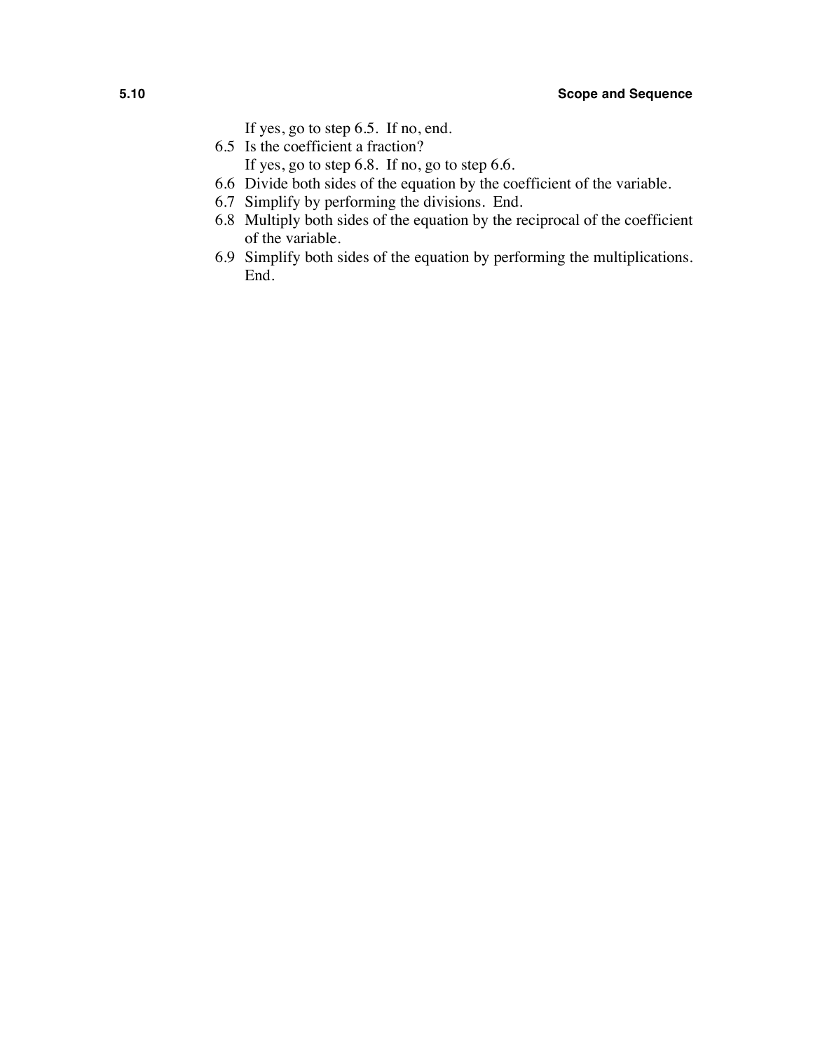If yes, go to step 6.5. If no, end.

6.5 Is the coefficient a fraction?
If yes, go to step 6.8. If no, go to step 6.6.

6.6 Divide both sides of the equation by the coefficient of the variable.

6.7 Simplify by performing the divisions. End.

6.8 Multiply both sides of the equation by the reciprocal of the coefficient of the variable.

6.9 Simplify both sides of the equation by performing the multiplications. End.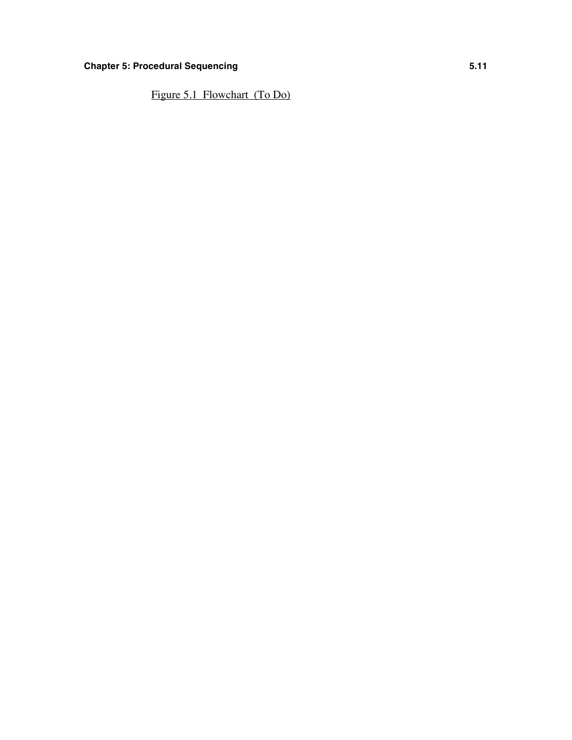Figure 5.1 Flowchart (To Do)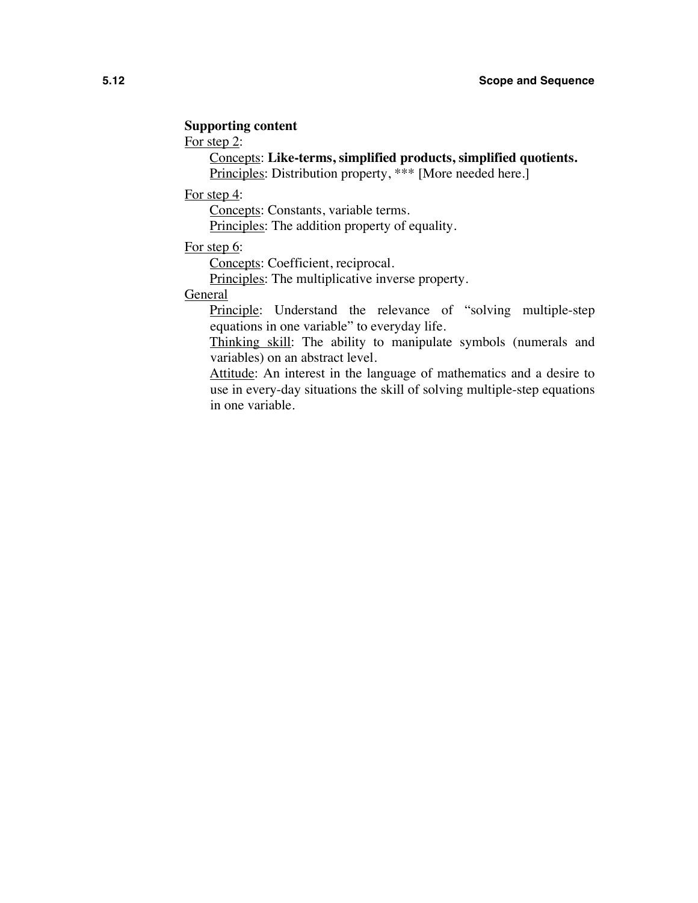**Supporting content**

For step 2:

Concepts: **Like-terms, simplified products, simplified quotients.**

Principles: Distribution property, *** [More needed here.]

For step 4:

Concepts: Constants, variable terms.

Principles: The addition property of equality.

For step 6:

Concepts: Coefficient, reciprocal.

Principles: The multiplicative inverse property.

General

Principle: Understand the relevance of "solving multiple-step equations in one variable" to everyday life.

Thinking skill: The ability to manipulate symbols (numerals and variables) on an abstract level.

Attitude: An interest in the language of mathematics and a desire to use in every-day situations the skill of solving multiple-step equations in one variable.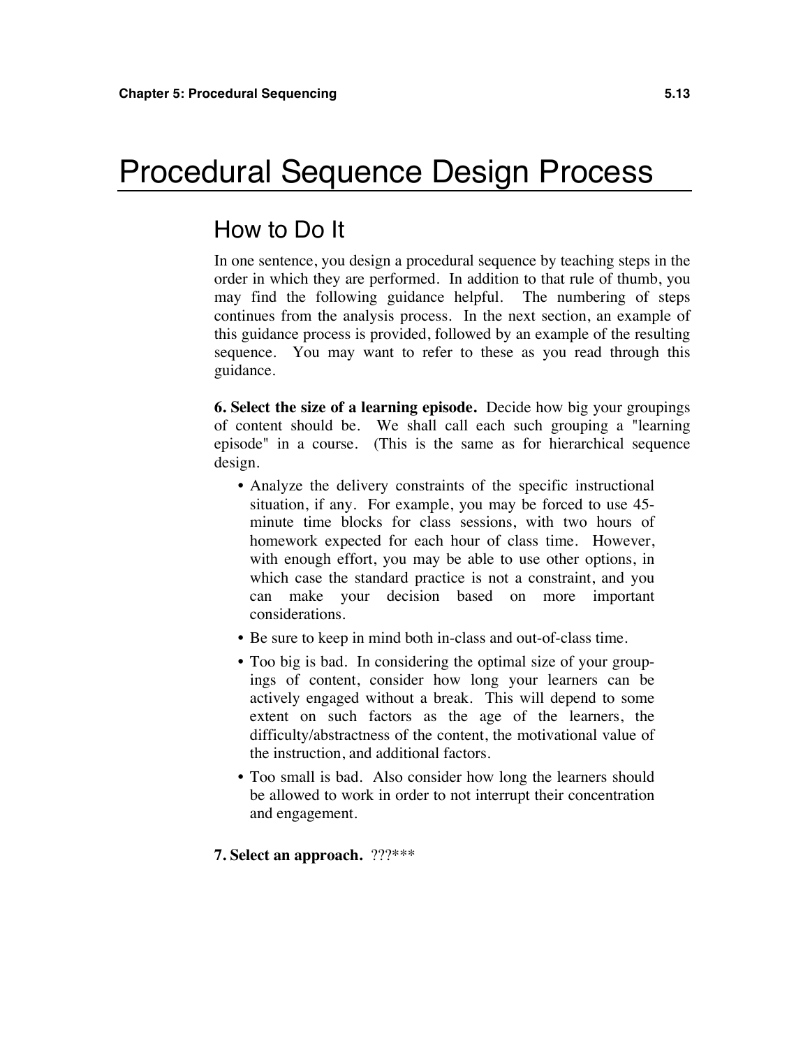# Procedural Sequence Design Process

## How to Do It

In one sentence, you design a procedural sequence by teaching steps in the order in which they are performed. In addition to that rule of thumb, you may find the following guidance helpful. The numbering of steps continues from the analysis process. In the next section, an example of this guidance process is provided, followed by an example of the resulting sequence. You may want to refer to these as you read through this guidance.

**6. Select the size of a learning episode.** Decide how big your groupings of content should be. We shall call each such grouping a "learning episode" in a course. (This is the same as for hierarchical sequence design.

- Analyze the delivery constraints of the specific instructional situation, if any. For example, you may be forced to use 45-minute time blocks for class sessions, with two hours of homework expected for each hour of class time. However, with enough effort, you may be able to use other options, in which case the standard practice is not a constraint, and you can make your decision based on more important considerations.
- Be sure to keep in mind both in-class and out-of-class time.
- Too big is bad. In considering the optimal size of your groupings of content, consider how long your learners can be actively engaged without a break. This will depend to some extent on such factors as the age of the learners, the difficulty/abstractness of the content, the motivational value of the instruction, and additional factors.
- Too small is bad. Also consider how long the learners should be allowed to work in order to not interrupt their concentration and engagement.

**7. Select an approach.** ???***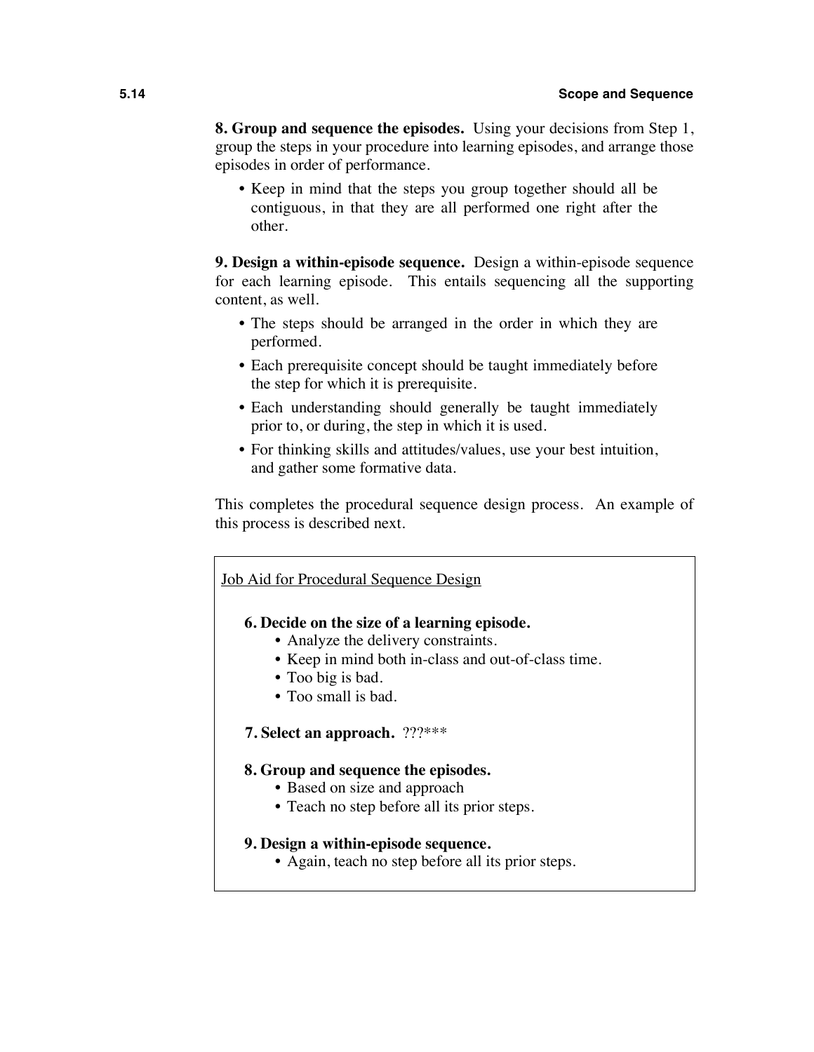**8. Group and sequence the episodes.** Using your decisions from Step 1, group the steps in your procedure into learning episodes, and arrange those episodes in order of performance.

- Keep in mind that the steps you group together should all be contiguous, in that they are all performed one right after the other.

**9. Design a within-episode sequence.** Design a within-episode sequence for each learning episode. This entails sequencing all the supporting content, as well.

- The steps should be arranged in the order in which they are performed.
- Each prerequisite concept should be taught immediately before the step for which it is prerequisite.
- Each understanding should generally be taught immediately prior to, or during, the step in which it is used.
- For thinking skills and attitudes/values, use your best intuition, and gather some formative data.

This completes the procedural sequence design process. An example of this process is described next.

---

Job Aid for Procedural Sequence Design

**6. Decide on the size of a learning episode.**
- Analyze the delivery constraints.
- Keep in mind both in-class and out-of-class time.
- Too big is bad.
- Too small is bad.

**7. Select an approach.** ???***

**8. Group and sequence the episodes.**
- Based on size and approach
- Teach no step before all its prior steps.

**9. Design a within-episode sequence.**
- Again, teach no step before all its prior steps.

---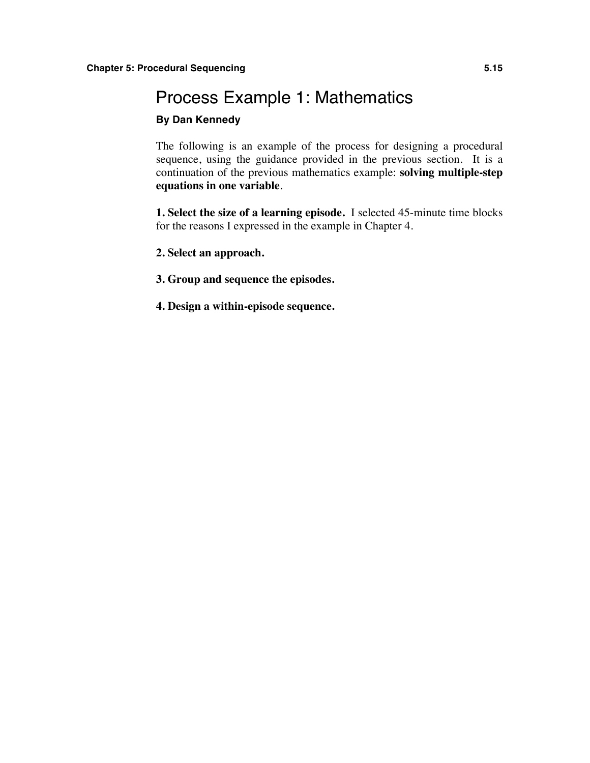# Process Example 1: Mathematics

**By Dan Kennedy**

The following is an example of the process for designing a procedural sequence, using the guidance provided in the previous section. It is a continuation of the previous mathematics example: **solving multiple-step equations in one variable**.

**1. Select the size of a learning episode.** I selected 45-minute time blocks for the reasons I expressed in the example in Chapter 4.

**2. Select an approach.**

**3. Group and sequence the episodes.**

**4. Design a within-episode sequence.**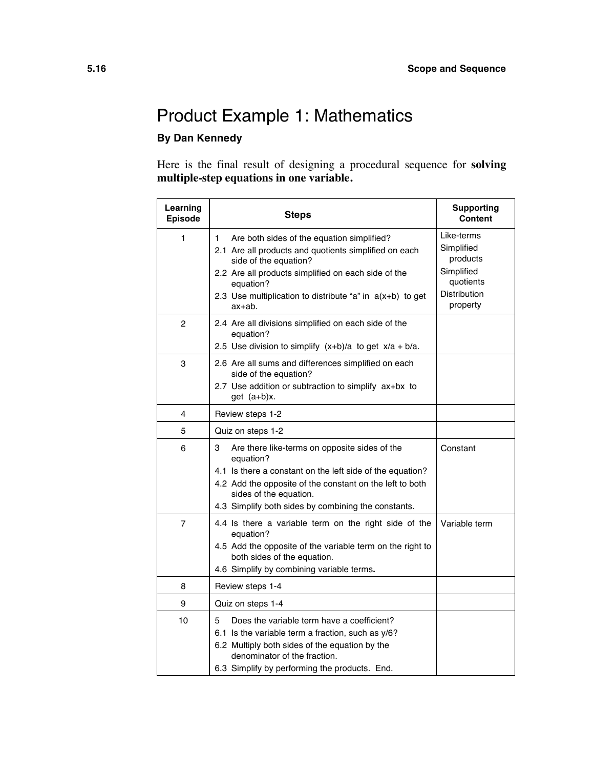# Product Example 1: Mathematics

**By Dan Kennedy**

Here is the final result of designing a procedural sequence for **solving multiple-step equations in one variable.**

| Learning Episode | Steps | Supporting Content |
|---|---|---|
| 1 | 1 Are both sides of the equation simplified?<br>2.1 Are all products and quotients simplified on each side of the equation?<br>2.2 Are all products simplified on each side of the equation?<br>2.3 Use multiplication to distribute "a" in $a(x+b)$ to get $ax+ab$. | Like-terms<br>Simplified products<br>Simplified quotients<br>Distribution property |
| 2 | 2.4 Are all divisions simplified on each side of the equation?<br>2.5 Use division to simplify $(x+b)/a$ to get $x/a + b/a$. | |
| 3 | 2.6 Are all sums and differences simplified on each side of the equation?<br>2.7 Use addition or subtraction to simplify $ax+bx$ to get $(a+b)x$. | |
| 4 | Review steps 1-2 | |
| 5 | Quiz on steps 1-2 | |
| 6 | 3 Are there like-terms on opposite sides of the equation?<br>4.1 Is there a constant on the left side of the equation?<br>4.2 Add the opposite of the constant on the left to both sides of the equation.<br>4.3 Simplify both sides by combining the constants. | Constant |
| 7 | 4.4 Is there a variable term on the right side of the equation?<br>4.5 Add the opposite of the variable term on the right to both sides of the equation.<br>4.6 Simplify by combining variable terms**.** | Variable term |
| 8 | Review steps 1-4 | |
| 9 | Quiz on steps 1-4 | |
| 10 | 5 Does the variable term have a coefficient?<br>6.1 Is the variable term a fraction, such as $y/6$?<br>6.2 Multiply both sides of the equation by the denominator of the fraction.<br>6.3 Simplify by performing the products. End. | |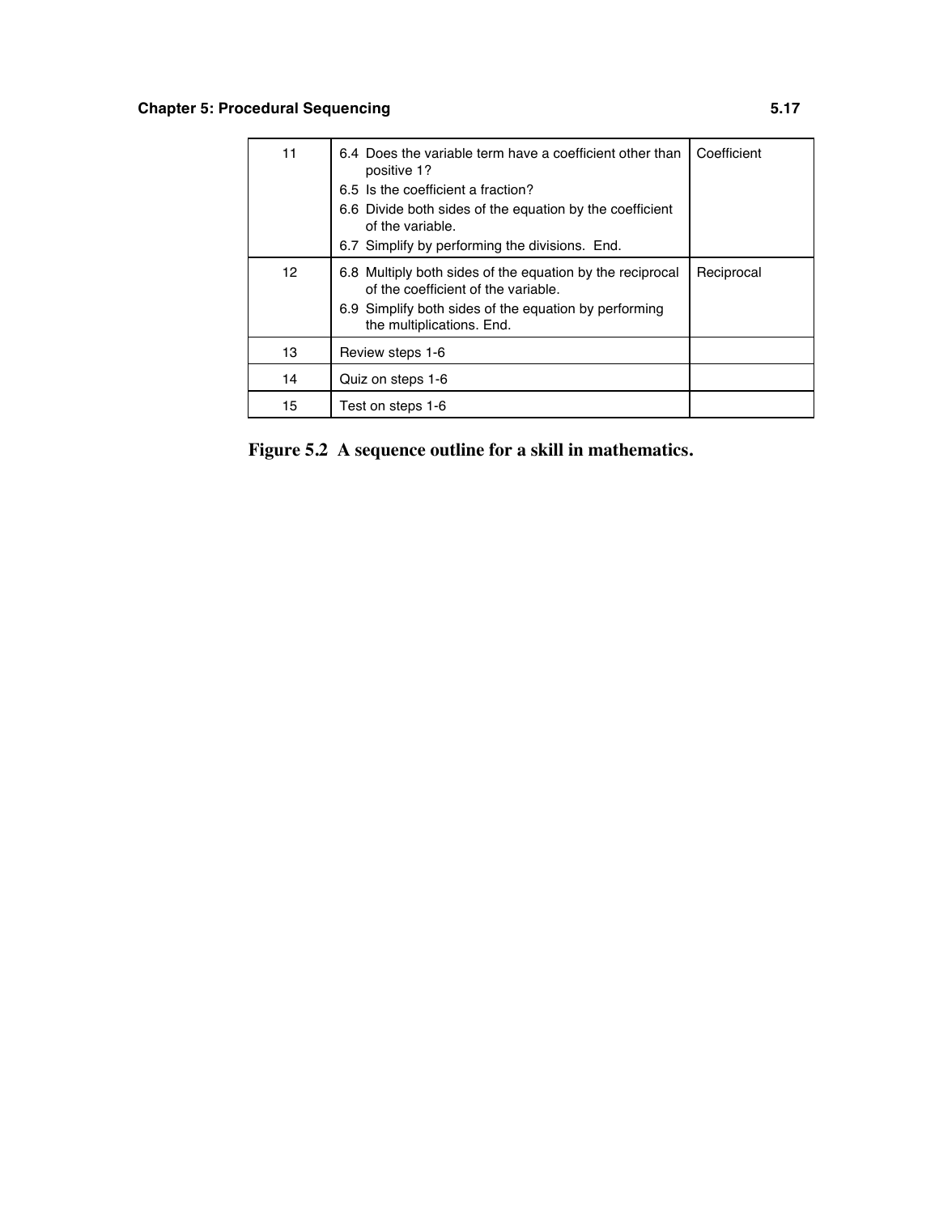| | | |
|---|---|---|
| 11 | 6.4 Does the variable term have a coefficient other than positive 1?<br>6.5 Is the coefficient a fraction?<br>6.6 Divide both sides of the equation by the coefficient of the variable.<br>6.7 Simplify by performing the divisions. End. | Coefficient |
| 12 | 6.8 Multiply both sides of the equation by the reciprocal of the coefficient of the variable.<br>6.9 Simplify both sides of the equation by performing the multiplications. End. | Reciprocal |
| 13 | Review steps 1-6 | |
| 14 | Quiz on steps 1-6 | |
| 15 | Test on steps 1-6 | |

**Figure 5.2 A sequence outline for a skill in mathematics.**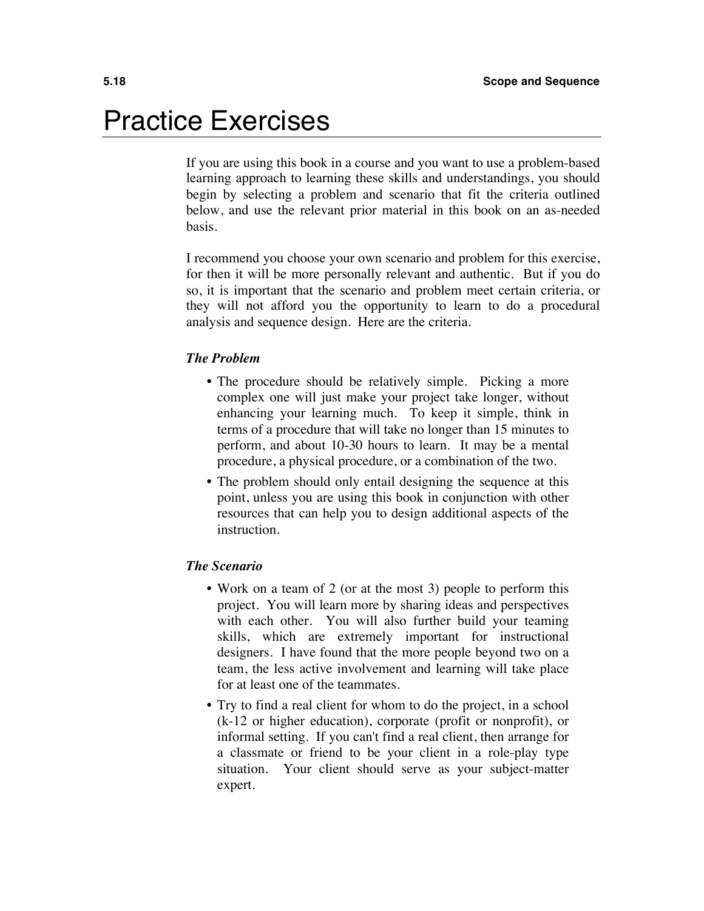# Practice Exercises

If you are using this book in a course and you want to use a problem-based learning approach to learning these skills and understandings, you should begin by selecting a problem and scenario that fit the criteria outlined below, and use the relevant prior material in this book on an as-needed basis.

I recommend you choose your own scenario and problem for this exercise, for then it will be more personally relevant and authentic. But if you do so, it is important that the scenario and problem meet certain criteria, or they will not afford you the opportunity to learn to do a procedural analysis and sequence design. Here are the criteria.

***The Problem***

- The procedure should be relatively simple. Picking a more complex one will just make your project take longer, without enhancing your learning much. To keep it simple, think in terms of a procedure that will take no longer than 15 minutes to perform, and about 10-30 hours to learn. It may be a mental procedure, a physical procedure, or a combination of the two.
- The problem should only entail designing the sequence at this point, unless you are using this book in conjunction with other resources that can help you to design additional aspects of the instruction.

***The Scenario***

- Work on a team of 2 (or at the most 3) people to perform this project. You will learn more by sharing ideas and perspectives with each other. You will also further build your teaming skills, which are extremely important for instructional designers. I have found that the more people beyond two on a team, the less active involvement and learning will take place for at least one of the teammates.
- Try to find a real client for whom to do the project, in a school (k-12 or higher education), corporate (profit or nonprofit), or informal setting. If you can't find a real client, then arrange for a classmate or friend to be your client in a role-play type situation. Your client should serve as your subject-matter expert.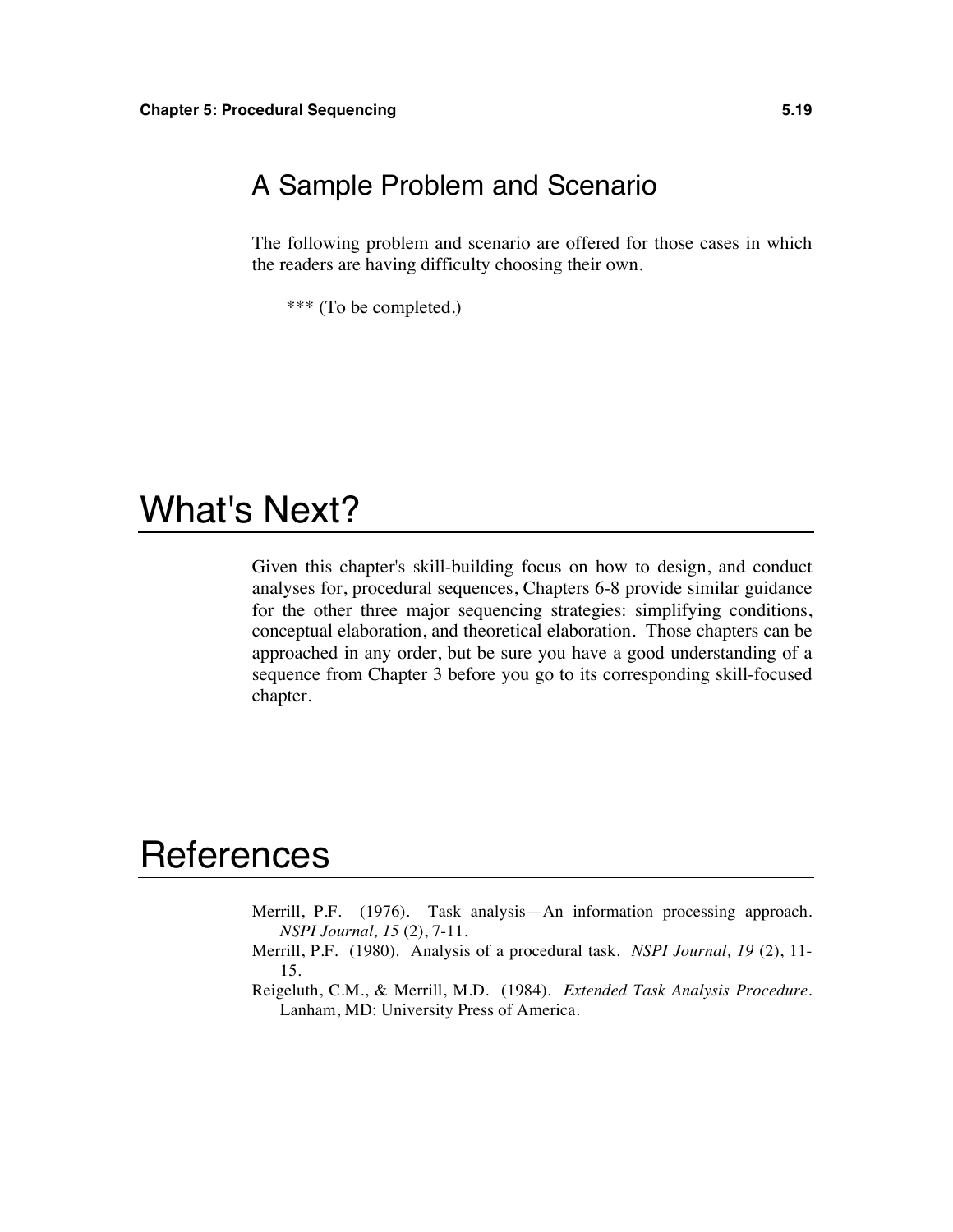## A Sample Problem and Scenario

The following problem and scenario are offered for those cases in which the readers are having difficulty choosing their own.

*** (To be completed.)

# What's Next?

Given this chapter's skill-building focus on how to design, and conduct analyses for, procedural sequences, Chapters 6-8 provide similar guidance for the other three major sequencing strategies: simplifying conditions, conceptual elaboration, and theoretical elaboration. Those chapters can be approached in any order, but be sure you have a good understanding of a sequence from Chapter 3 before you go to its corresponding skill-focused chapter.

# References

Merrill, P.F. (1976). Task analysis—An information processing approach. *NSPI Journal, 15* (2), 7-11.

Merrill, P.F. (1980). Analysis of a procedural task. *NSPI Journal, 19* (2), 11-15.

Reigeluth, C.M., & Merrill, M.D. (1984). *Extended Task Analysis Procedure*. Lanham, MD: University Press of America.